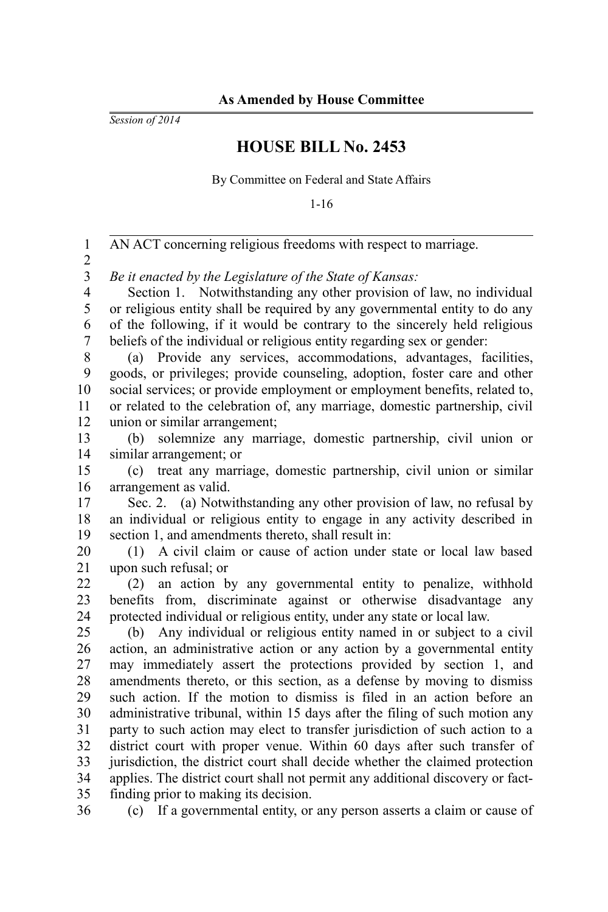**As Amended by House Committee**

*Session of 2014*

# HOUSE BILL No. 2453

By Committee on Federal and State Affairs

1-16

AN ACT concerning religious freedoms with respect to marriage.

*Be it enacted by the Legislature of the State of Kansas:*

Section 1. Notwithstanding any other provision of law, no individual or religious entity shall be required by any governmental entity to do any of the following, if it would be contrary to the sincerely held religious beliefs of the individual or religious entity regarding sex or gender:

(a) Provide any services, accommodations, advantages, facilities, goods, or privileges; provide counseling, adoption, foster care and other social services; or provide employment or employment benefits, related to, or related to the celebration of, any marriage, domestic partnership, civil union or similar arrangement;

(b) solemnize any marriage, domestic partnership, civil union or similar arrangement; or

(c) treat any marriage, domestic partnership, civil union or similar arrangement as valid.

Sec. 2. (a) Notwithstanding any other provision of law, no refusal by an individual or religious entity to engage in any activity described in section 1, and amendments thereto, shall result in:

(1) A civil claim or cause of action under state or local law based upon such refusal; or

(2) an action by any governmental entity to penalize, withhold benefits from, discriminate against or otherwise disadvantage any protected individual or religious entity, under any state or local law.

(b) Any individual or religious entity named in or subject to a civil action, an administrative action or any action by a governmental entity may immediately assert the protections provided by section 1, and amendments thereto, or this section, as a defense by moving to dismiss such action. If the motion to dismiss is filed in an action before an administrative tribunal, within 15 days after the filing of such motion any party to such action may elect to transfer jurisdiction of such action to a district court with proper venue. Within 60 days after such transfer of jurisdiction, the district court shall decide whether the claimed protection applies. The district court shall not permit any additional discovery or fact-finding prior to making its decision.

(c) If a governmental entity, or any person asserts a claim or cause of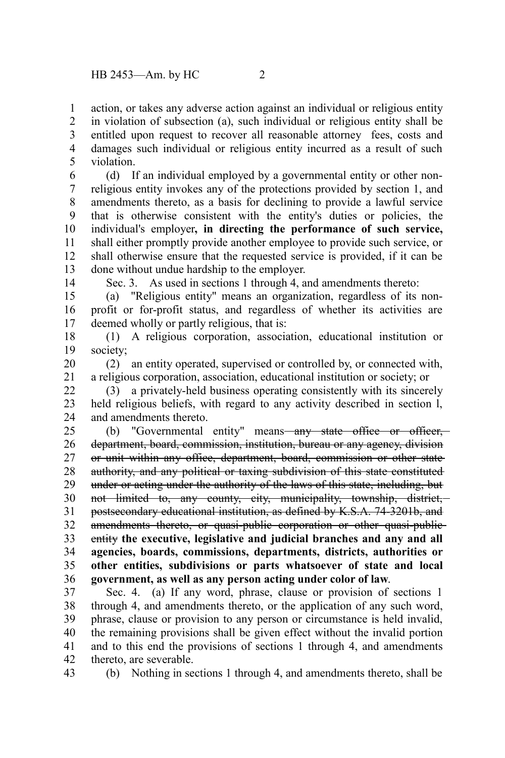action, or takes any adverse action against an individual or religious entity in violation of subsection (a), such individual or religious entity shall be entitled upon request to recover all reasonable attorney fees, costs and damages such individual or religious entity incurred as a result of such violation.

(d) If an individual employed by a governmental entity or other non-religious entity invokes any of the protections provided by section 1, and amendments thereto, as a basis for declining to provide a lawful service that is otherwise consistent with the entity's duties or policies, the individual's employer**, in directing the performance of such service,** shall either promptly provide another employee to provide such service, or shall otherwise ensure that the requested service is provided, if it can be done without undue hardship to the employer.

Sec. 3. As used in sections 1 through 4, and amendments thereto:

(a) "Religious entity" means an organization, regardless of its non-profit or for-profit status, and regardless of whether its activities are deemed wholly or partly religious, that is:

(1) A religious corporation, association, educational institution or society;

(2) an entity operated, supervised or controlled by, or connected with, a religious corporation, association, educational institution or society; or

(3) a privately-held business operating consistently with its sincerely held religious beliefs, with regard to any activity described in section l, and amendments thereto.

(b) "Governmental entity" means ~~any state office or officer, department, board, commission, institution, bureau or any agency, division or unit within any office, department, board, commission or other state authority, and any political or taxing subdivision of this state constituted under or acting under the authority of the laws of this state, including, but not limited to, any county, city, municipality, township, district, postsecondary educational institution, as defined by K.S.A. 74-3201b, and amendments thereto, or quasi-public corporation or other quasi-public entity~~ **the executive, legislative and judicial branches and any and all agencies, boards, commissions, departments, districts, authorities or other entities, subdivisions or parts whatsoever of state and local government, as well as any person acting under color of law**.

Sec. 4. (a) If any word, phrase, clause or provision of sections 1 through 4, and amendments thereto, or the application of any such word, phrase, clause or provision to any person or circumstance is held invalid, the remaining provisions shall be given effect without the invalid portion and to this end the provisions of sections 1 through 4, and amendments thereto, are severable.

(b) Nothing in sections 1 through 4, and amendments thereto, shall be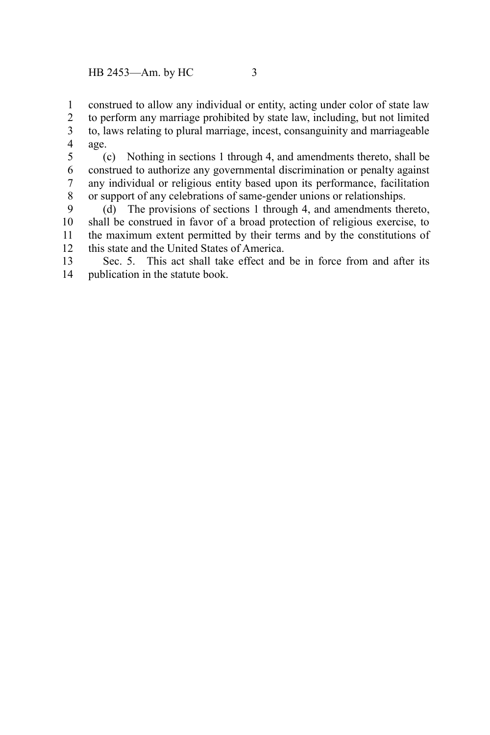construed to allow any individual or entity, acting under color of state law to perform any marriage prohibited by state law, including, but not limited to, laws relating to plural marriage, incest, consanguinity and marriageable age.

(c) Nothing in sections 1 through 4, and amendments thereto, shall be construed to authorize any governmental discrimination or penalty against any individual or religious entity based upon its performance, facilitation or support of any celebrations of same-gender unions or relationships.

(d) The provisions of sections 1 through 4, and amendments thereto, shall be construed in favor of a broad protection of religious exercise, to the maximum extent permitted by their terms and by the constitutions of this state and the United States of America.

Sec. 5. This act shall take effect and be in force from and after its publication in the statute book.